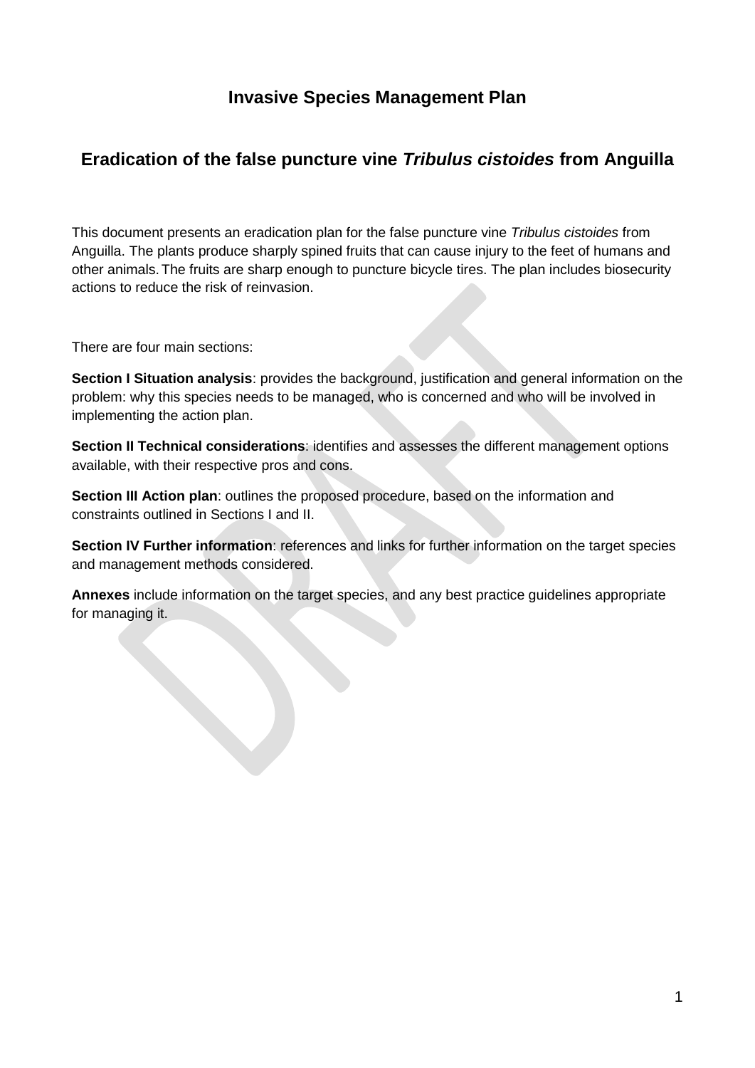# Invasive Species Management Plan

## Eradication of the false puncture vine *Tribulus cistoides* from Anguilla

This document presents an eradication plan for the false puncture vine *Tribulus cistoides* from Anguilla. The plants produce sharply spined fruits that can cause injury to the feet of humans and other animals. The fruits are sharp enough to puncture bicycle tires. The plan includes biosecurity actions to reduce the risk of reinvasion.

There are four main sections:

**Section I Situation analysis**: provides the background, justification and general information on the problem: why this species needs to be managed, who is concerned and who will be involved in implementing the action plan.

**Section II Technical considerations**: identifies and assesses the different management options available, with their respective pros and cons.

**Section III Action plan**: outlines the proposed procedure, based on the information and constraints outlined in Sections I and II.

**Section IV Further information**: references and links for further information on the target species and management methods considered.

**Annexes** include information on the target species, and any best practice guidelines appropriate for managing it.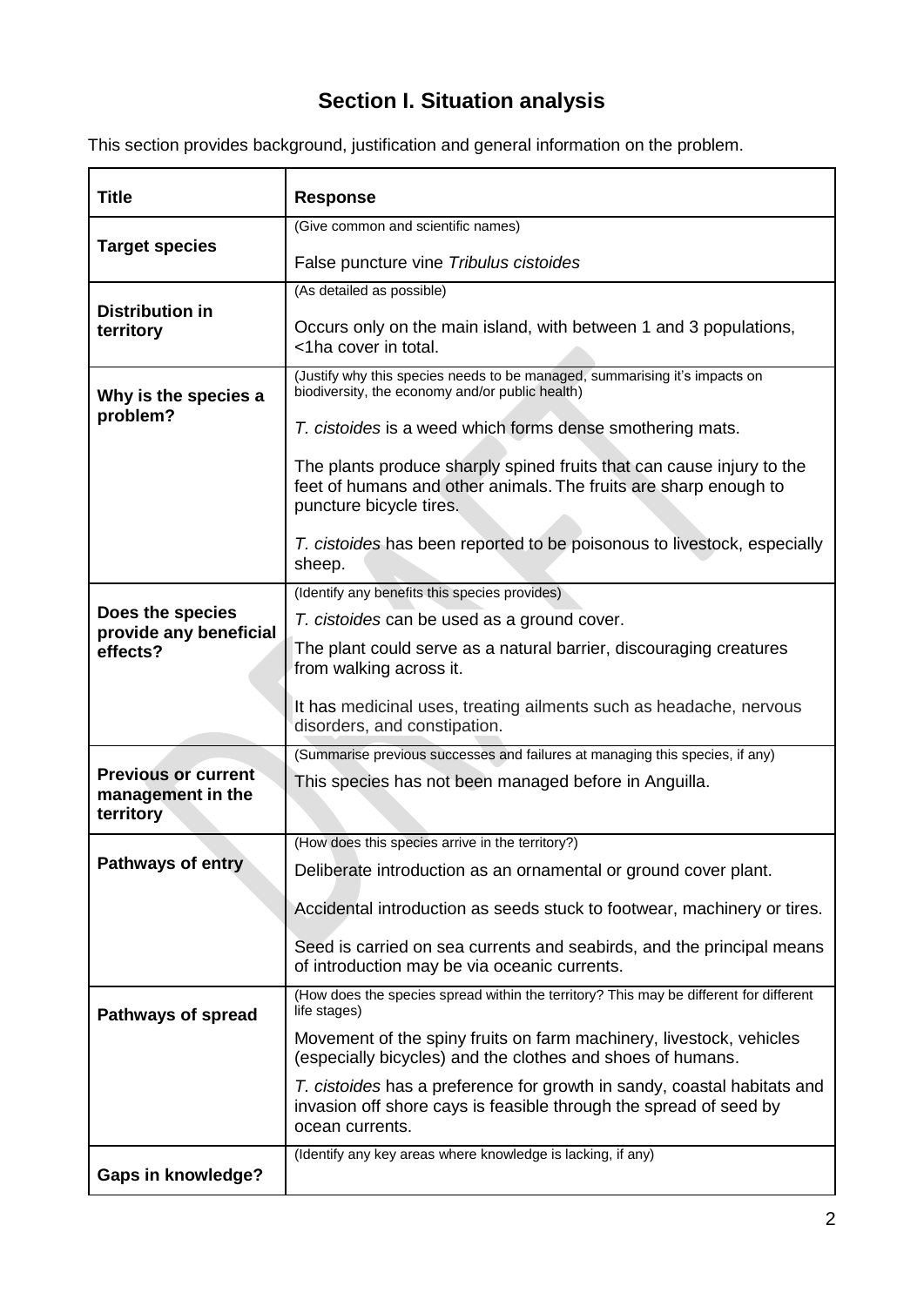# Section I. Situation analysis

This section provides background, justification and general information on the problem.

| Title | Response |
|---|---|
| **Target species** | (Give common and scientific names)<br><br>False puncture vine *Tribulus cistoides* |
| **Distribution in territory** | (As detailed as possible)<br><br>Occurs only on the main island, with between 1 and 3 populations, <1ha cover in total. |
| **Why is the species a problem?** | (Justify why this species needs to be managed, summarising it's impacts on biodiversity, the economy and/or public health)<br><br>*T. cistoides* is a weed which forms dense smothering mats.<br><br>The plants produce sharply spined fruits that can cause injury to the feet of humans and other animals. The fruits are sharp enough to puncture bicycle tires.<br><br>*T. cistoides* has been reported to be poisonous to livestock, especially sheep. |
| **Does the species provide any beneficial effects?** | (Identify any benefits this species provides)<br><br>*T. cistoides* can be used as a ground cover.<br><br>The plant could serve as a natural barrier, discouraging creatures from walking across it.<br><br>It has medicinal uses, treating ailments such as headache, nervous disorders, and constipation. |
| **Previous or current management in the territory** | (Summarise previous successes and failures at managing this species, if any)<br><br>This species has not been managed before in Anguilla. |
| **Pathways of entry** | (How does this species arrive in the territory?)<br><br>Deliberate introduction as an ornamental or ground cover plant.<br><br>Accidental introduction as seeds stuck to footwear, machinery or tires.<br><br>Seed is carried on sea currents and seabirds, and the principal means of introduction may be via oceanic currents. |
| **Pathways of spread** | (How does the species spread within the territory? This may be different for different life stages)<br><br>Movement of the spiny fruits on farm machinery, livestock, vehicles (especially bicycles) and the clothes and shoes of humans.<br><br>*T. cistoides* has a preference for growth in sandy, coastal habitats and invasion off shore cays is feasible through the spread of seed by ocean currents. |
| **Gaps in knowledge?** | (Identify any key areas where knowledge is lacking, if any) |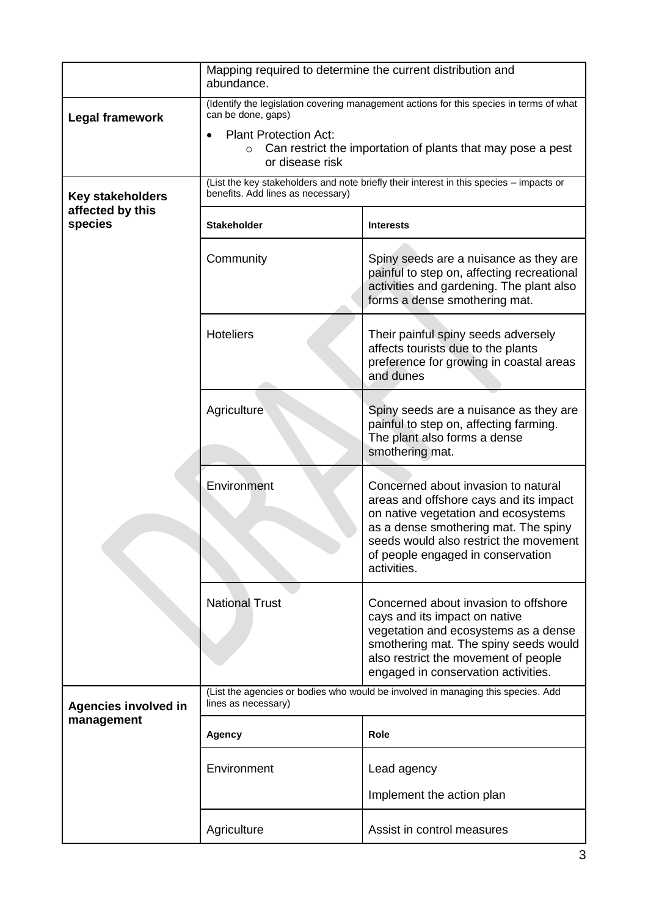| | |
|---|---|
| | Mapping required to determine the current distribution and abundance. |
| **Legal framework** | (Identify the legislation covering management actions for this species in terms of what can be done, gaps)<br>• Plant Protection Act:<br>  ○ Can restrict the importation of plants that may pose a pest or disease risk |
| **Key stakeholders affected by this species** | (List the key stakeholders and note briefly their interest in this species – impacts or benefits. Add lines as necessary) |

| **Stakeholder** | **Interests** |
|---|---|
| Community | Spiny seeds are a nuisance as they are painful to step on, affecting recreational activities and gardening. The plant also forms a dense smothering mat. |
| Hoteliers | Their painful spiny seeds adversely affects tourists due to the plants preference for growing in coastal areas and dunes |
| Agriculture | Spiny seeds are a nuisance as they are painful to step on, affecting farming. The plant also forms a dense smothering mat. |
| Environment | Concerned about invasion to natural areas and offshore cays and its impact on native vegetation and ecosystems as a dense smothering mat. The spiny seeds would also restrict the movement of people engaged in conservation activities. |
| National Trust | Concerned about invasion to offshore cays and its impact on native vegetation and ecosystems as a dense smothering mat. The spiny seeds would also restrict the movement of people engaged in conservation activities. |

**Agencies involved in management**

(List the agencies or bodies who would be involved in managing this species. Add lines as necessary)

| **Agency** | **Role** |
|---|---|
| Environment | Lead agency<br>Implement the action plan |
| Agriculture | Assist in control measures |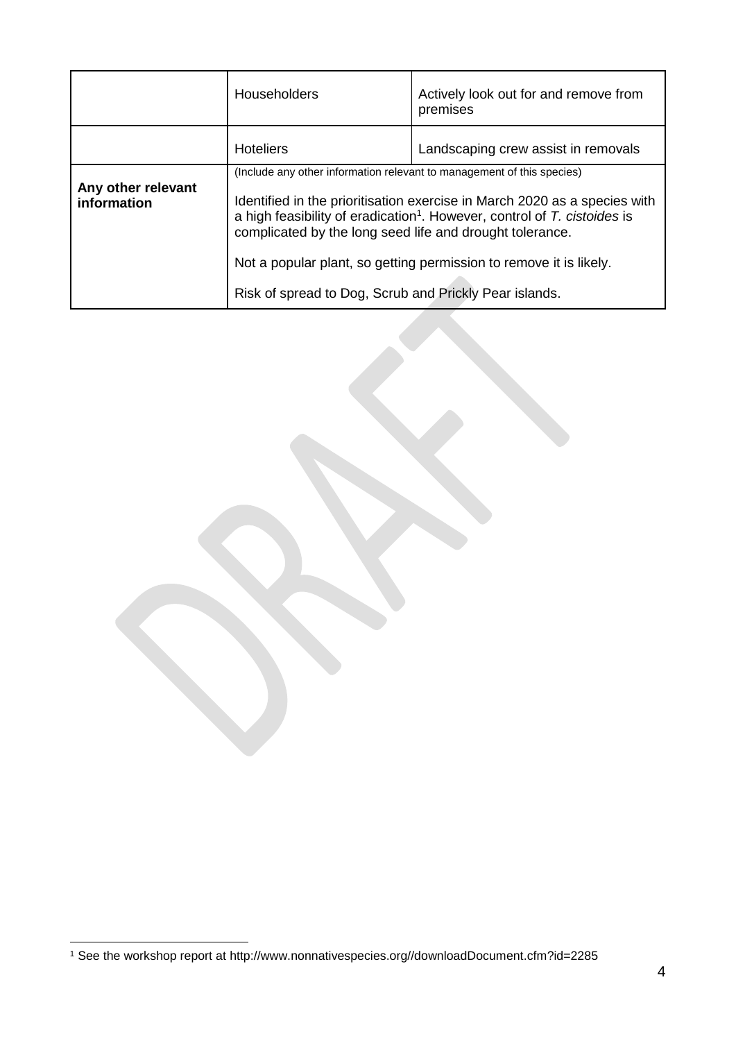| | | |
|---|---|---|
| | Householders | Actively look out for and remove from premises |
| | Hoteliers | Landscaping crew assist in removals |
| **Any other relevant information** | (Include any other information relevant to management of this species)<br><br>Identified in the prioritisation exercise in March 2020 as a species with a high feasibility of eradication[1]. However, control of *T. cistoides* is complicated by the long seed life and drought tolerance.<br><br>Not a popular plant, so getting permission to remove it is likely.<br><br>Risk of spread to Dog, Scrub and Prickly Pear islands. | |

[1] See the workshop report at http://www.nonnativespecies.org//downloadDocument.cfm?id=2285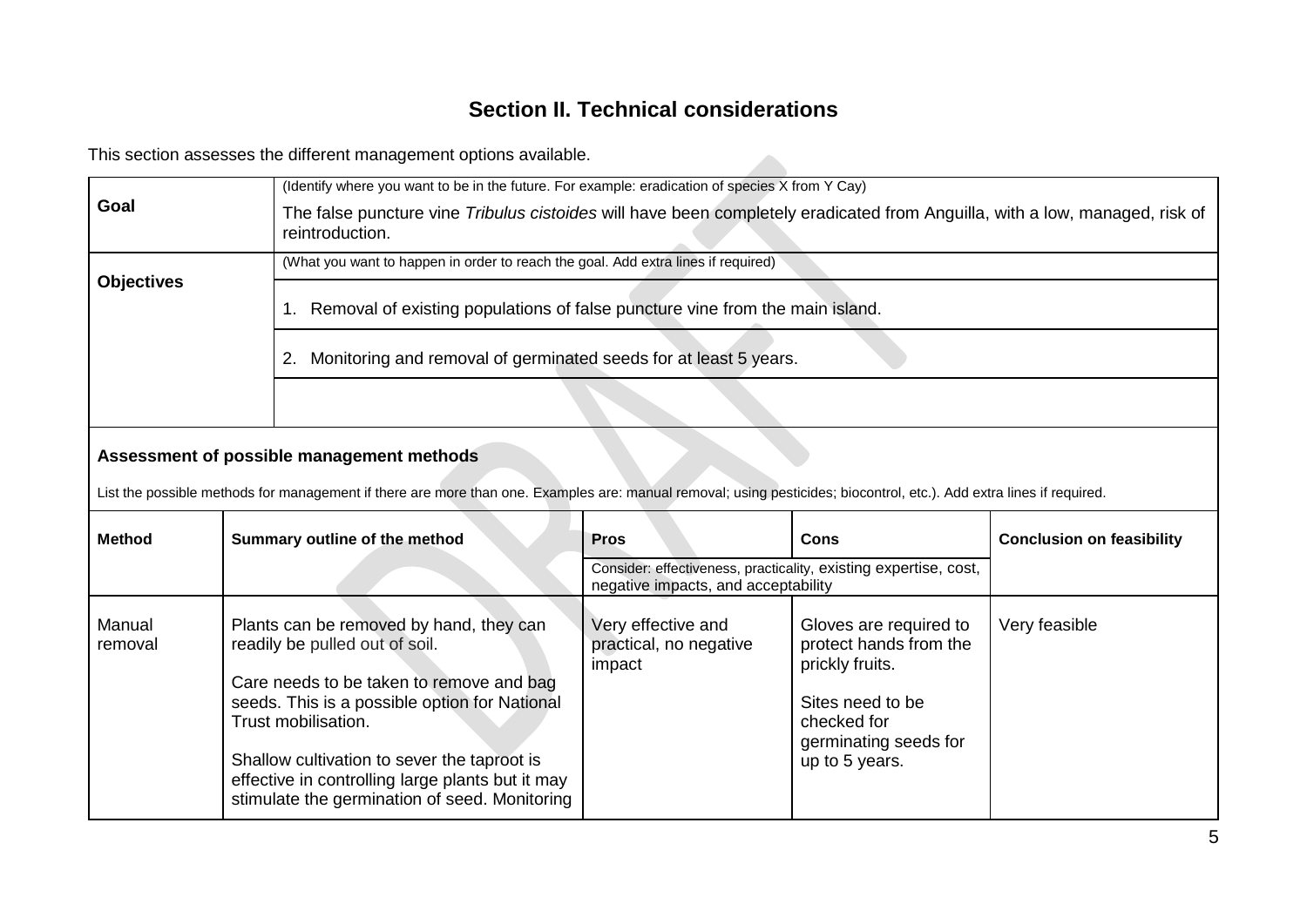## Section II. Technical considerations

This section assesses the different management options available.

| | |
|---|---|
| **Goal** | (Identify where you want to be in the future. For example: eradication of species X from Y Cay)<br><br>The false puncture vine *Tribulus cistoides* will have been completely eradicated from Anguilla, with a low, managed, risk of reintroduction. |
| **Objectives** | (What you want to happen in order to reach the goal. Add extra lines if required) |
| | 1. Removal of existing populations of false puncture vine from the main island. |
| | 2. Monitoring and removal of germinated seeds for at least 5 years. |
| | |

**Assessment of possible management methods**

List the possible methods for management if there are more than one. Examples are: manual removal; using pesticides; biocontrol, etc.). Add extra lines if required.

| Method | Summary outline of the method | Pros | Cons | Conclusion on feasibility |
|---|---|---|---|---|
| | | Consider: effectiveness, practicality, existing expertise, cost, negative impacts, and acceptability | | |
| Manual removal | Plants can be removed by hand, they can readily be pulled out of soil.<br><br>Care needs to be taken to remove and bag seeds. This is a possible option for National Trust mobilisation.<br><br>Shallow cultivation to sever the taproot is effective in controlling large plants but it may stimulate the germination of seed. Monitoring | Very effective and practical, no negative impact | Gloves are required to protect hands from the prickly fruits.<br><br>Sites need to be checked for germinating seeds for up to 5 years. | Very feasible |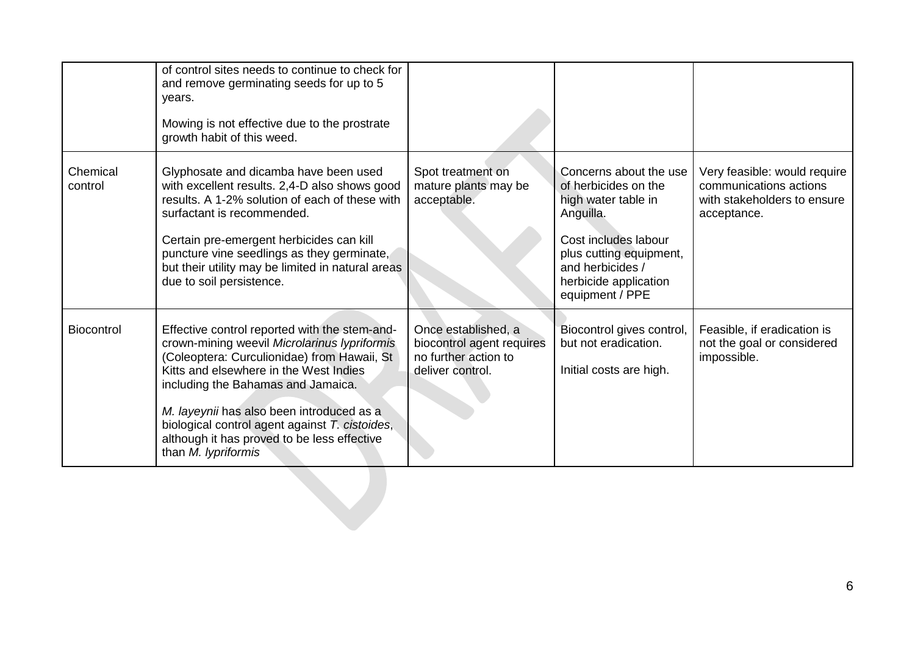| | | | | |
|---|---|---|---|---|
| | of control sites needs to continue to check for and remove germinating seeds for up to 5 years.<br><br>Mowing is not effective due to the prostrate growth habit of this weed. | | | |
| Chemical control | Glyphosate and dicamba have been used with excellent results. 2,4-D also shows good results. A 1-2% solution of each of these with surfactant is recommended.<br><br>Certain pre-emergent herbicides can kill puncture vine seedlings as they germinate, but their utility may be limited in natural areas due to soil persistence. | Spot treatment on mature plants may be acceptable. | Concerns about the use of herbicides on the high water table in Anguilla.<br><br>Cost includes labour plus cutting equipment, and herbicides / herbicide application equipment / PPE | Very feasible: would require communications actions with stakeholders to ensure acceptance. |
| Biocontrol | Effective control reported with the stem-and-crown-mining weevil *Microlarinus lypriformis* (Coleoptera: Curculionidae) from Hawaii, St Kitts and elsewhere in the West Indies including the Bahamas and Jamaica.<br><br>*M. layeynii* has also been introduced as a biological control agent against *T. cistoides*, although it has proved to be less effective than *M. lypriformis* | Once established, a biocontrol agent requires no further action to deliver control. | Biocontrol gives control, but not eradication.<br><br>Initial costs are high. | Feasible, if eradication is not the goal or considered impossible. |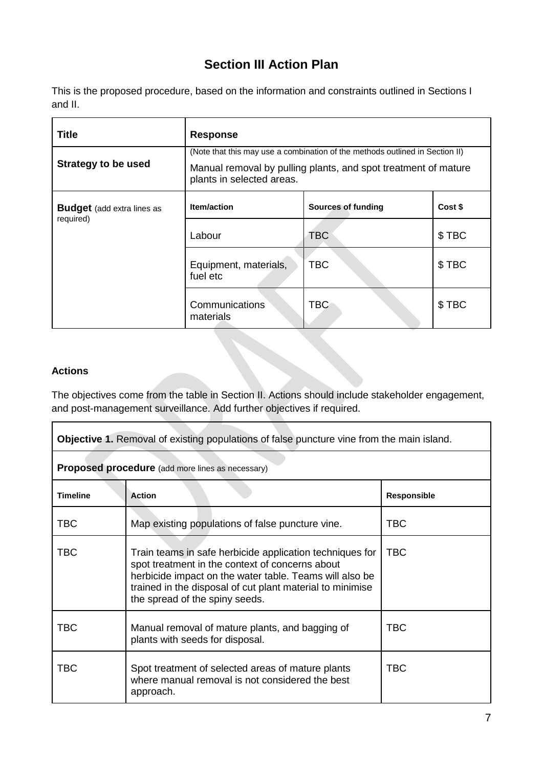# Section III Action Plan

This is the proposed procedure, based on the information and constraints outlined in Sections I and II.

| **Title** | **Response** | | |
|---|---|---|---|
| **Strategy to be used** | (Note that this may use a combination of the methods outlined in Section II) Manual removal by pulling plants, and spot treatment of mature plants in selected areas. | | |
| **Budget** (add extra lines as required) | **Item/action** | **Sources of funding** | **Cost $** |
| | Labour | TBC | $ TBC |
| | Equipment, materials, fuel etc | TBC | $ TBC |
| | Communications materials | TBC | $ TBC |

**Actions**

The objectives come from the table in Section II. Actions should include stakeholder engagement, and post-management surveillance. Add further objectives if required.

| **Objective 1.** Removal of existing populations of false puncture vine from the main island. | | |
|---|---|---|
| **Proposed procedure** (add more lines as necessary) | | |
| **Timeline** | **Action** | **Responsible** |
| TBC | Map existing populations of false puncture vine. | TBC |
| TBC | Train teams in safe herbicide application techniques for spot treatment in the context of concerns about herbicide impact on the water table. Teams will also be trained in the disposal of cut plant material to minimise the spread of the spiny seeds. | TBC |
| TBC | Manual removal of mature plants, and bagging of plants with seeds for disposal. | TBC |
| TBC | Spot treatment of selected areas of mature plants where manual removal is not considered the best approach. | TBC |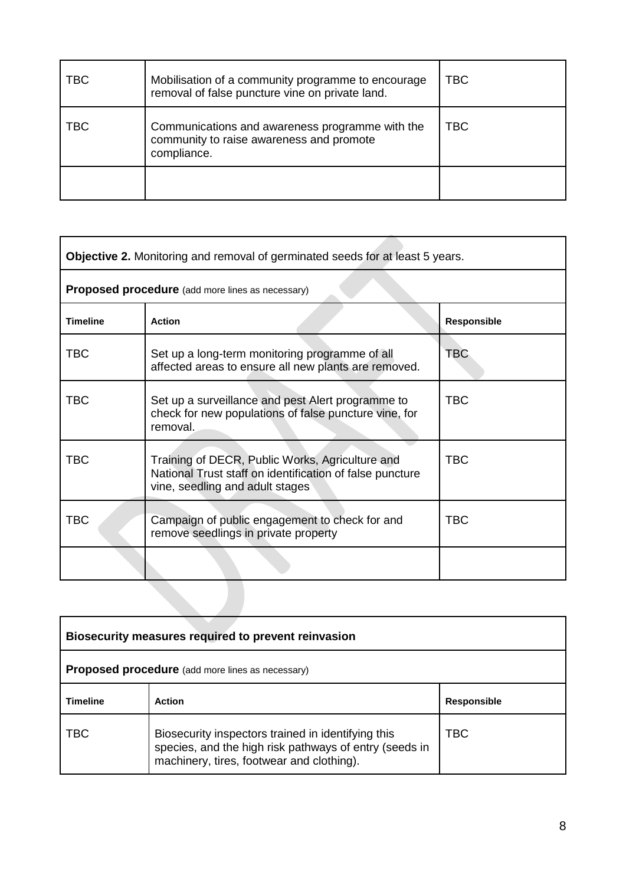| | | |
|---|---|---|
| TBC | Mobilisation of a community programme to encourage removal of false puncture vine on private land. | TBC |
| TBC | Communications and awareness programme with the community to raise awareness and promote compliance. | TBC |
| | | |

| **Objective 2.** Monitoring and removal of germinated seeds for at least 5 years. | | |
|---|---|---|
| **Proposed procedure** (add more lines as necessary) | | |
| **Timeline** | **Action** | **Responsible** |
| TBC | Set up a long-term monitoring programme of all affected areas to ensure all new plants are removed. | TBC |
| TBC | Set up a surveillance and pest Alert programme to check for new populations of false puncture vine, for removal. | TBC |
| TBC | Training of DECR, Public Works, Agriculture and National Trust staff on identification of false puncture vine, seedling and adult stages | TBC |
| TBC | Campaign of public engagement to check for and remove seedlings in private property | TBC |
| | | |

| **Biosecurity measures required to prevent reinvasion** | | |
|---|---|---|
| **Proposed procedure** (add more lines as necessary) | | |
| **Timeline** | **Action** | **Responsible** |
| TBC | Biosecurity inspectors trained in identifying this species, and the high risk pathways of entry (seeds in machinery, tires, footwear and clothing). | TBC |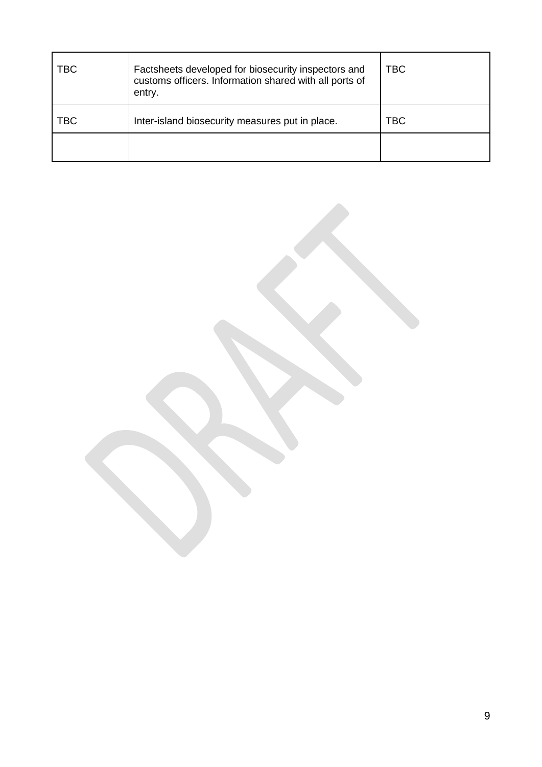| | | |
|---|---|---|
| TBC | Factsheets developed for biosecurity inspectors and customs officers. Information shared with all ports of entry. | TBC |
| TBC | Inter-island biosecurity measures put in place. | TBC |
| | | |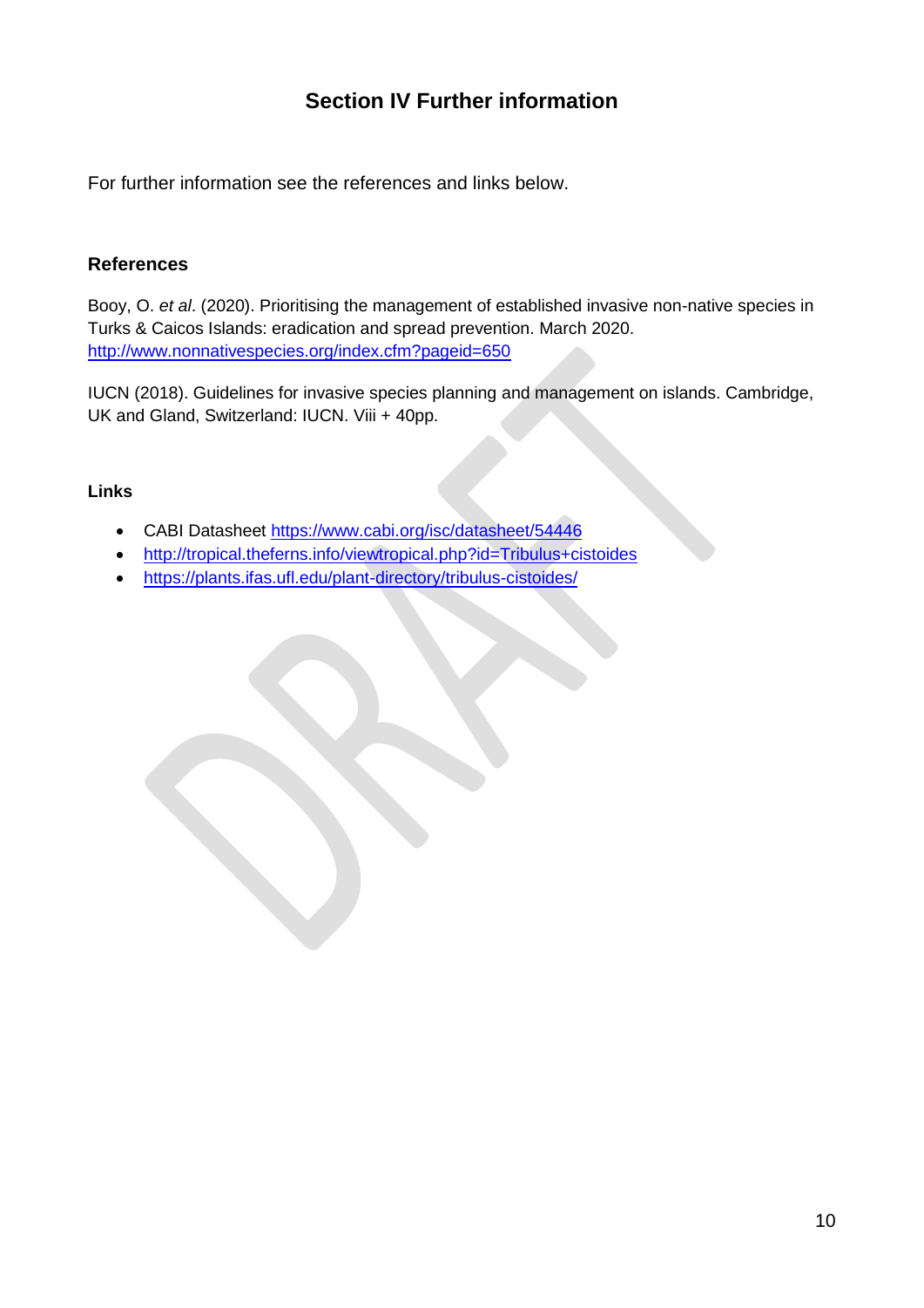# Section IV Further information

For further information see the references and links below.

### References

Booy, O. *et al*. (2020). Prioritising the management of established invasive non-native species in Turks & Caicos Islands: eradication and spread prevention. March 2020. http://www.nonnativespecies.org/index.cfm?pageid=650

IUCN (2018). Guidelines for invasive species planning and management on islands. Cambridge, UK and Gland, Switzerland: IUCN. Viii + 40pp.

#### Links

- CABI Datasheet https://www.cabi.org/isc/datasheet/54446
- http://tropical.theferns.info/viewtropical.php?id=Tribulus+cistoides
- https://plants.ifas.ufl.edu/plant-directory/tribulus-cistoides/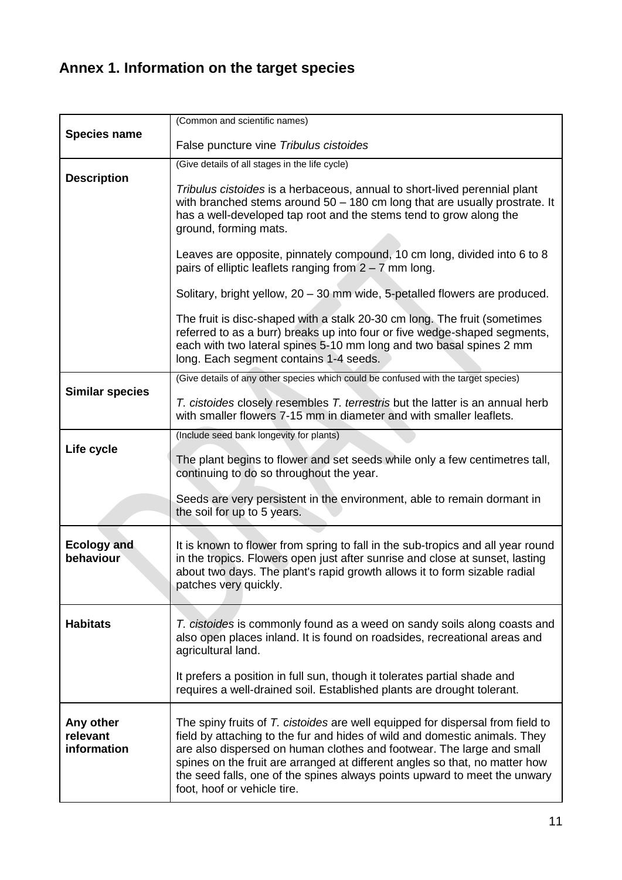## Annex 1. Information on the target species

| | |
|---|---|
| **Species name** | (Common and scientific names)<br><br>False puncture vine *Tribulus cistoides* |
| **Description** | (Give details of all stages in the life cycle)<br><br>*Tribulus cistoides* is a herbaceous, annual to short-lived perennial plant with branched stems around 50 – 180 cm long that are usually prostrate. It has a well-developed tap root and the stems tend to grow along the ground, forming mats.<br><br>Leaves are opposite, pinnately compound, 10 cm long, divided into 6 to 8 pairs of elliptic leaflets ranging from 2 – 7 mm long.<br><br>Solitary, bright yellow, 20 – 30 mm wide, 5-petalled flowers are produced.<br><br>The fruit is disc-shaped with a stalk 20-30 cm long. The fruit (sometimes referred to as a burr) breaks up into four or five wedge-shaped segments, each with two lateral spines 5-10 mm long and two basal spines 2 mm long. Each segment contains 1-4 seeds. |
| **Similar species** | (Give details of any other species which could be confused with the target species)<br><br>*T. cistoides* closely resembles *T. terrestris* but the latter is an annual herb with smaller flowers 7-15 mm in diameter and with smaller leaflets. |
| **Life cycle** | (Include seed bank longevity for plants)<br><br>The plant begins to flower and set seeds while only a few centimetres tall, continuing to do so throughout the year.<br><br>Seeds are very persistent in the environment, able to remain dormant in the soil for up to 5 years. |
| **Ecology and behaviour** | It is known to flower from spring to fall in the sub-tropics and all year round in the tropics. Flowers open just after sunrise and close at sunset, lasting about two days. The plant's rapid growth allows it to form sizable radial patches very quickly. |
| **Habitats** | *T. cistoides* is commonly found as a weed on sandy soils along coasts and also open places inland. It is found on roadsides, recreational areas and agricultural land.<br><br>It prefers a position in full sun, though it tolerates partial shade and requires a well-drained soil. Established plants are drought tolerant. |
| **Any other relevant information** | The spiny fruits of *T. cistoides* are well equipped for dispersal from field to field by attaching to the fur and hides of wild and domestic animals. They are also dispersed on human clothes and footwear. The large and small spines on the fruit are arranged at different angles so that, no matter how the seed falls, one of the spines always points upward to meet the unwary foot, hoof or vehicle tire. |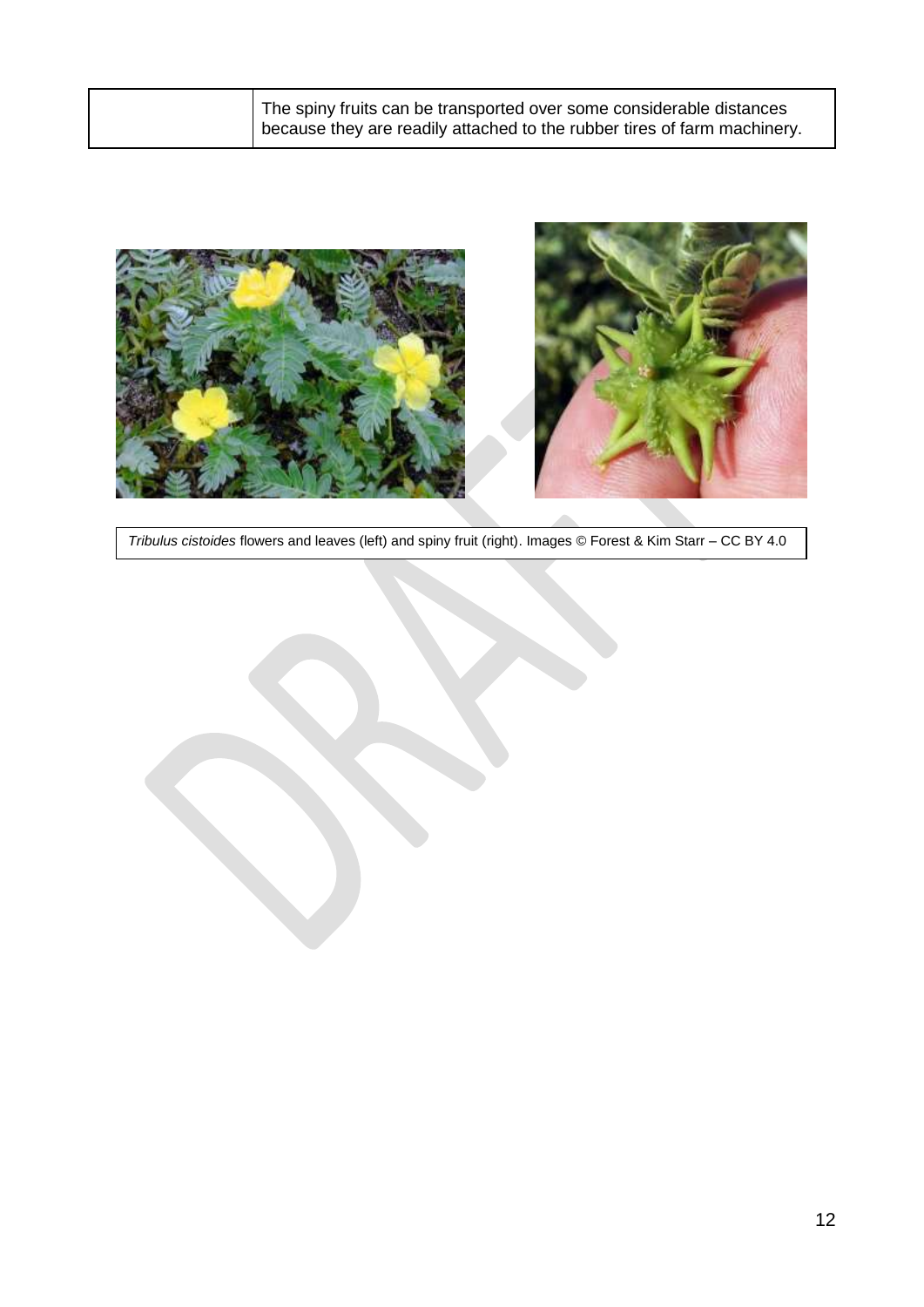| | The spiny fruits can be transported over some considerable distances because they are readily attached to the rubber tires of farm machinery. |
|---|---|

*Tribulus cistoides* flowers and leaves (left) and spiny fruit (right). Images © Forest & Kim Starr – CC BY 4.0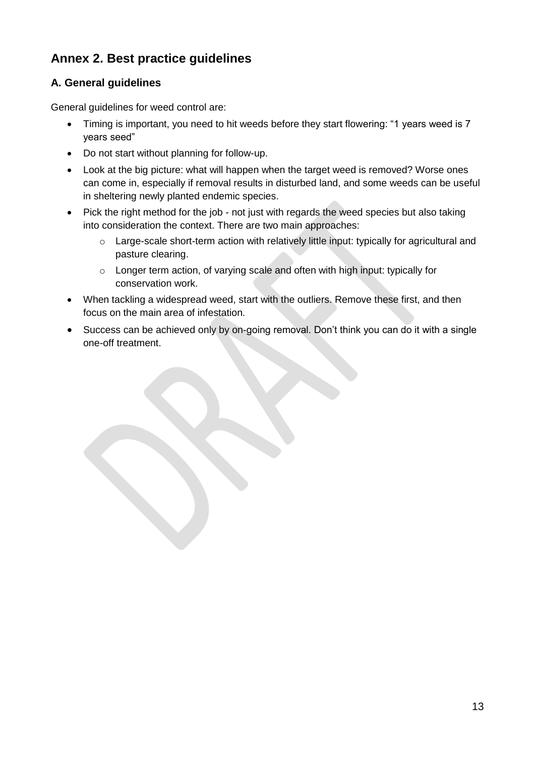## Annex 2. Best practice guidelines

### A. General guidelines

General guidelines for weed control are:

- Timing is important, you need to hit weeds before they start flowering: "1 years weed is 7 years seed"
- Do not start without planning for follow-up.
- Look at the big picture: what will happen when the target weed is removed? Worse ones can come in, especially if removal results in disturbed land, and some weeds can be useful in sheltering newly planted endemic species.
- Pick the right method for the job - not just with regards the weed species but also taking into consideration the context. There are two main approaches:
    - Large-scale short-term action with relatively little input: typically for agricultural and pasture clearing.
    - Longer term action, of varying scale and often with high input: typically for conservation work.
- When tackling a widespread weed, start with the outliers. Remove these first, and then focus on the main area of infestation.
- Success can be achieved only by on-going removal. Don't think you can do it with a single one-off treatment.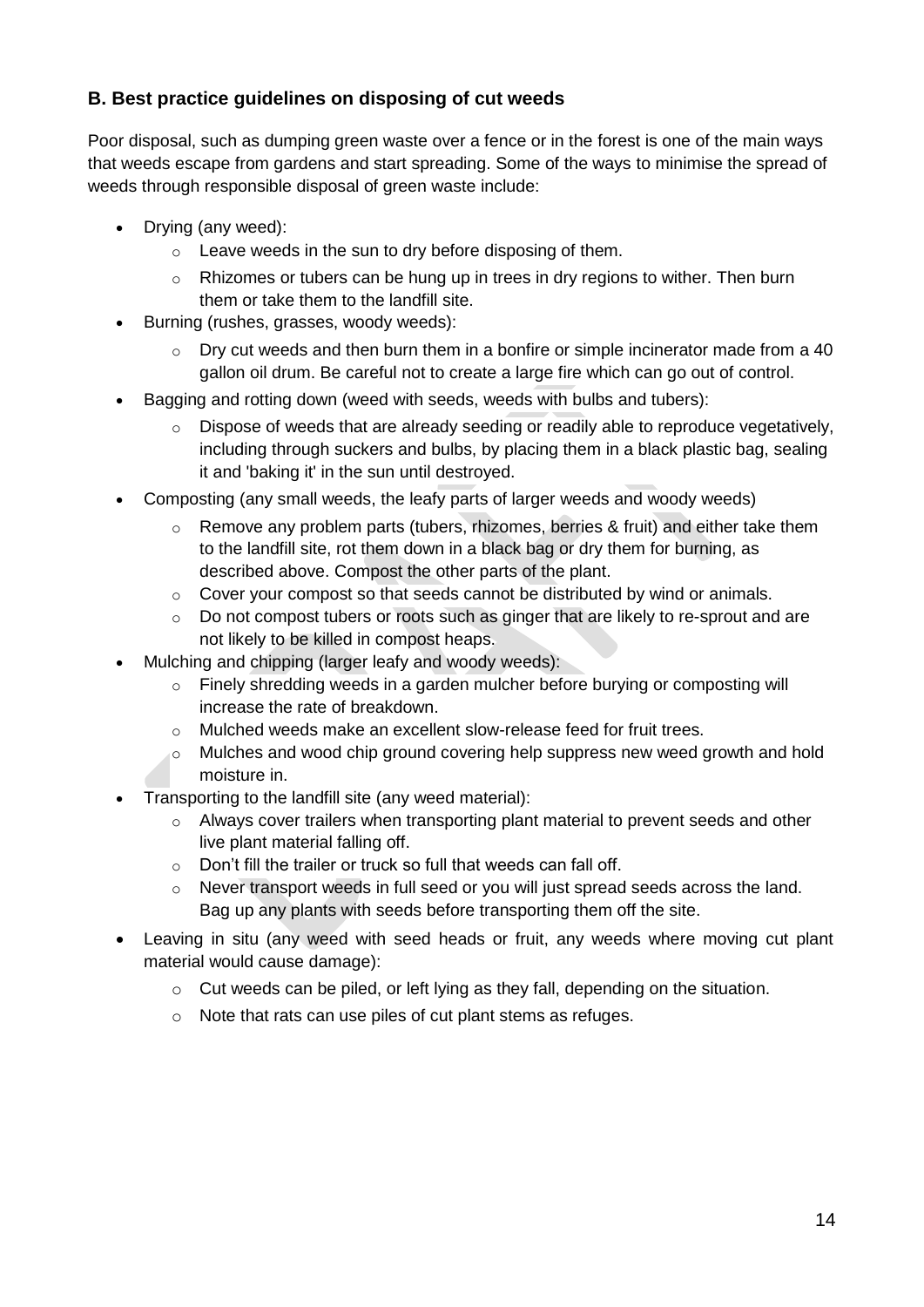### B. Best practice guidelines on disposing of cut weeds

Poor disposal, such as dumping green waste over a fence or in the forest is one of the main ways that weeds escape from gardens and start spreading. Some of the ways to minimise the spread of weeds through responsible disposal of green waste include:

- Drying (any weed):
  - Leave weeds in the sun to dry before disposing of them.
  - Rhizomes or tubers can be hung up in trees in dry regions to wither. Then burn them or take them to the landfill site.
- Burning (rushes, grasses, woody weeds):
  - Dry cut weeds and then burn them in a bonfire or simple incinerator made from a 40 gallon oil drum. Be careful not to create a large fire which can go out of control.
- Bagging and rotting down (weed with seeds, weeds with bulbs and tubers):
  - Dispose of weeds that are already seeding or readily able to reproduce vegetatively, including through suckers and bulbs, by placing them in a black plastic bag, sealing it and 'baking it' in the sun until destroyed.
- Composting (any small weeds, the leafy parts of larger weeds and woody weeds)
  - Remove any problem parts (tubers, rhizomes, berries & fruit) and either take them to the landfill site, rot them down in a black bag or dry them for burning, as described above. Compost the other parts of the plant.
  - Cover your compost so that seeds cannot be distributed by wind or animals.
  - Do not compost tubers or roots such as ginger that are likely to re-sprout and are not likely to be killed in compost heaps.
- Mulching and chipping (larger leafy and woody weeds):
  - Finely shredding weeds in a garden mulcher before burying or composting will increase the rate of breakdown.
  - Mulched weeds make an excellent slow-release feed for fruit trees.
  - Mulches and wood chip ground covering help suppress new weed growth and hold moisture in.
- Transporting to the landfill site (any weed material):
  - Always cover trailers when transporting plant material to prevent seeds and other live plant material falling off.
  - Don't fill the trailer or truck so full that weeds can fall off.
  - Never transport weeds in full seed or you will just spread seeds across the land. Bag up any plants with seeds before transporting them off the site.
- Leaving in situ (any weed with seed heads or fruit, any weeds where moving cut plant material would cause damage):
  - Cut weeds can be piled, or left lying as they fall, depending on the situation.
  - Note that rats can use piles of cut plant stems as refuges.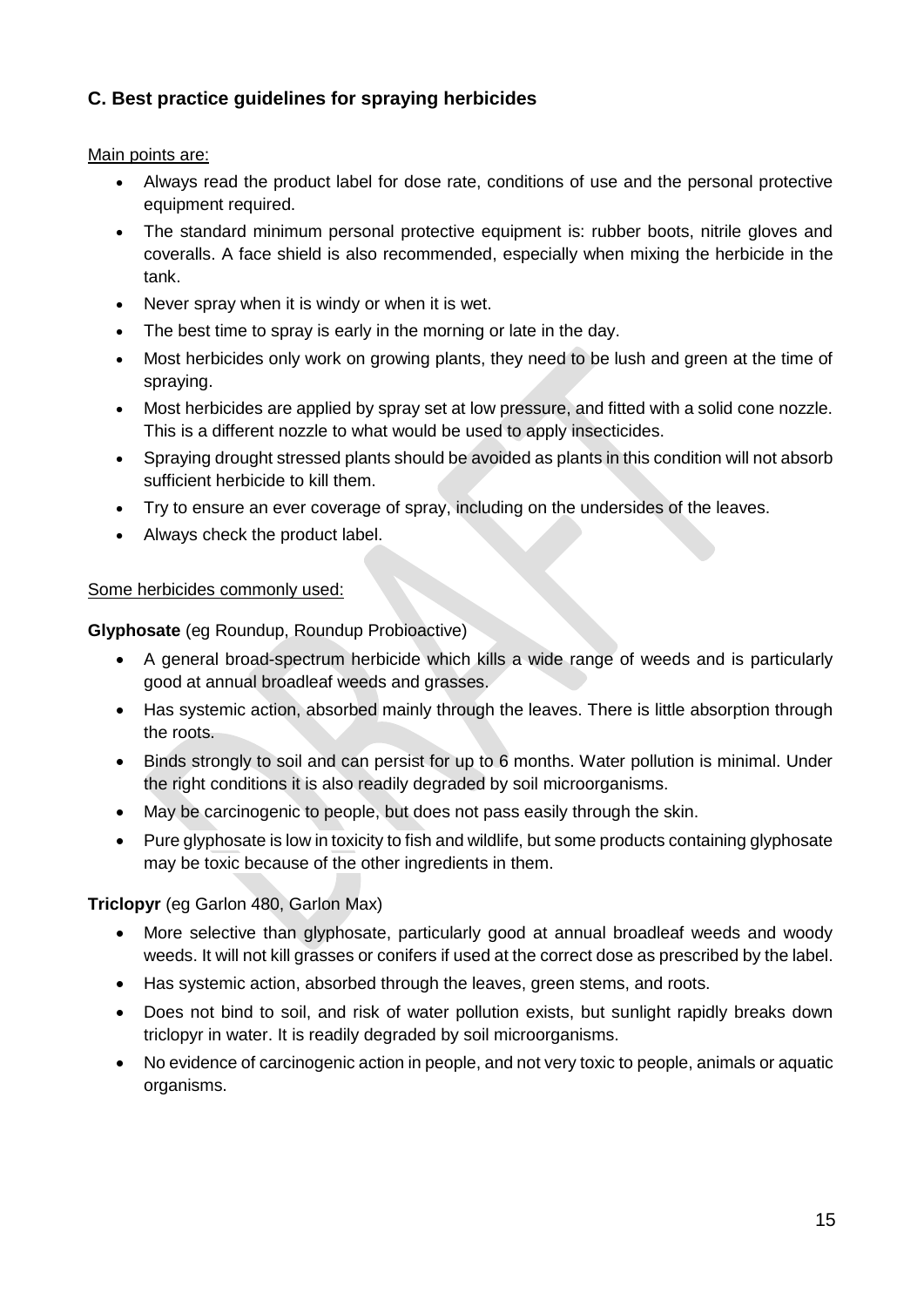## C. Best practice guidelines for spraying herbicides

Main points are:

- Always read the product label for dose rate, conditions of use and the personal protective equipment required.
- The standard minimum personal protective equipment is: rubber boots, nitrile gloves and coveralls. A face shield is also recommended, especially when mixing the herbicide in the tank.
- Never spray when it is windy or when it is wet.
- The best time to spray is early in the morning or late in the day.
- Most herbicides only work on growing plants, they need to be lush and green at the time of spraying.
- Most herbicides are applied by spray set at low pressure, and fitted with a solid cone nozzle. This is a different nozzle to what would be used to apply insecticides.
- Spraying drought stressed plants should be avoided as plants in this condition will not absorb sufficient herbicide to kill them.
- Try to ensure an ever coverage of spray, including on the undersides of the leaves.
- Always check the product label.

Some herbicides commonly used:

**Glyphosate** (eg Roundup, Roundup Probioactive)

- A general broad-spectrum herbicide which kills a wide range of weeds and is particularly good at annual broadleaf weeds and grasses.
- Has systemic action, absorbed mainly through the leaves. There is little absorption through the roots.
- Binds strongly to soil and can persist for up to 6 months. Water pollution is minimal. Under the right conditions it is also readily degraded by soil microorganisms.
- May be carcinogenic to people, but does not pass easily through the skin.
- Pure glyphosate is low in toxicity to fish and wildlife, but some products containing glyphosate may be toxic because of the other ingredients in them.

**Triclopyr** (eg Garlon 480, Garlon Max)

- More selective than glyphosate, particularly good at annual broadleaf weeds and woody weeds. It will not kill grasses or conifers if used at the correct dose as prescribed by the label.
- Has systemic action, absorbed through the leaves, green stems, and roots.
- Does not bind to soil, and risk of water pollution exists, but sunlight rapidly breaks down triclopyr in water. It is readily degraded by soil microorganisms.
- No evidence of carcinogenic action in people, and not very toxic to people, animals or aquatic organisms.